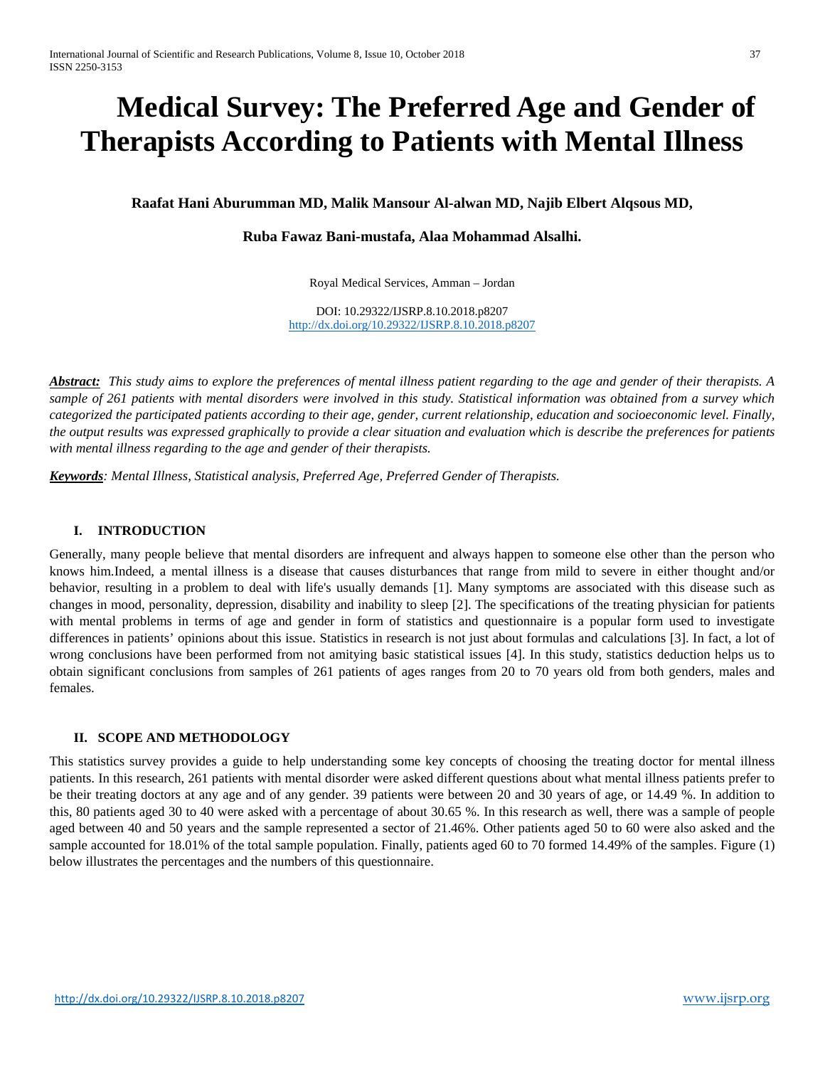# Medical Survey: The Preferred Age and Gender of Therapists According to Patients with Mental Illness

**Raafat Hani Aburumman MD, Malik Mansour Al-alwan MD, Najib Elbert Alqsous MD,**

**Ruba Fawaz Bani-mustafa, Alaa Mohammad Alsalhi.**

Royal Medical Services, Amman – Jordan

DOI: 10.29322/IJSRP.8.10.2018.p8207
http://dx.doi.org/10.29322/IJSRP.8.10.2018.p8207

***Abstract:*** *This study aims to explore the preferences of mental illness patient regarding to the age and gender of their therapists. A sample of 261 patients with mental disorders were involved in this study. Statistical information was obtained from a survey which categorized the participated patients according to their age, gender, current relationship, education and socioeconomic level. Finally, the output results was expressed graphically to provide a clear situation and evaluation which is describe the preferences for patients with mental illness regarding to the age and gender of their therapists.*

***Keywords****: Mental Illness, Statistical analysis, Preferred Age, Preferred Gender of Therapists.*

## I. INTRODUCTION

Generally, many people believe that mental disorders are infrequent and always happen to someone else other than the person who knows him.Indeed, a mental illness is a disease that causes disturbances that range from mild to severe in either thought and/or behavior, resulting in a problem to deal with life's usually demands [1]. Many symptoms are associated with this disease such as changes in mood, personality, depression, disability and inability to sleep [2]. The specifications of the treating physician for patients with mental problems in terms of age and gender in form of statistics and questionnaire is a popular form used to investigate differences in patients' opinions about this issue. Statistics in research is not just about formulas and calculations [3]. In fact, a lot of wrong conclusions have been performed from not amitying basic statistical issues [4]. In this study, statistics deduction helps us to obtain significant conclusions from samples of 261 patients of ages ranges from 20 to 70 years old from both genders, males and females.

## II. SCOPE AND METHODOLOGY

This statistics survey provides a guide to help understanding some key concepts of choosing the treating doctor for mental illness patients. In this research, 261 patients with mental disorder were asked different questions about what mental illness patients prefer to be their treating doctors at any age and of any gender. 39 patients were between 20 and 30 years of age, or 14.49 %. In addition to this, 80 patients aged 30 to 40 were asked with a percentage of about 30.65 %. In this research as well, there was a sample of people aged between 40 and 50 years and the sample represented a sector of 21.46%. Other patients aged 50 to 60 were also asked and the sample accounted for 18.01% of the total sample population. Finally, patients aged 60 to 70 formed 14.49% of the samples. Figure (1) below illustrates the percentages and the numbers of this questionnaire.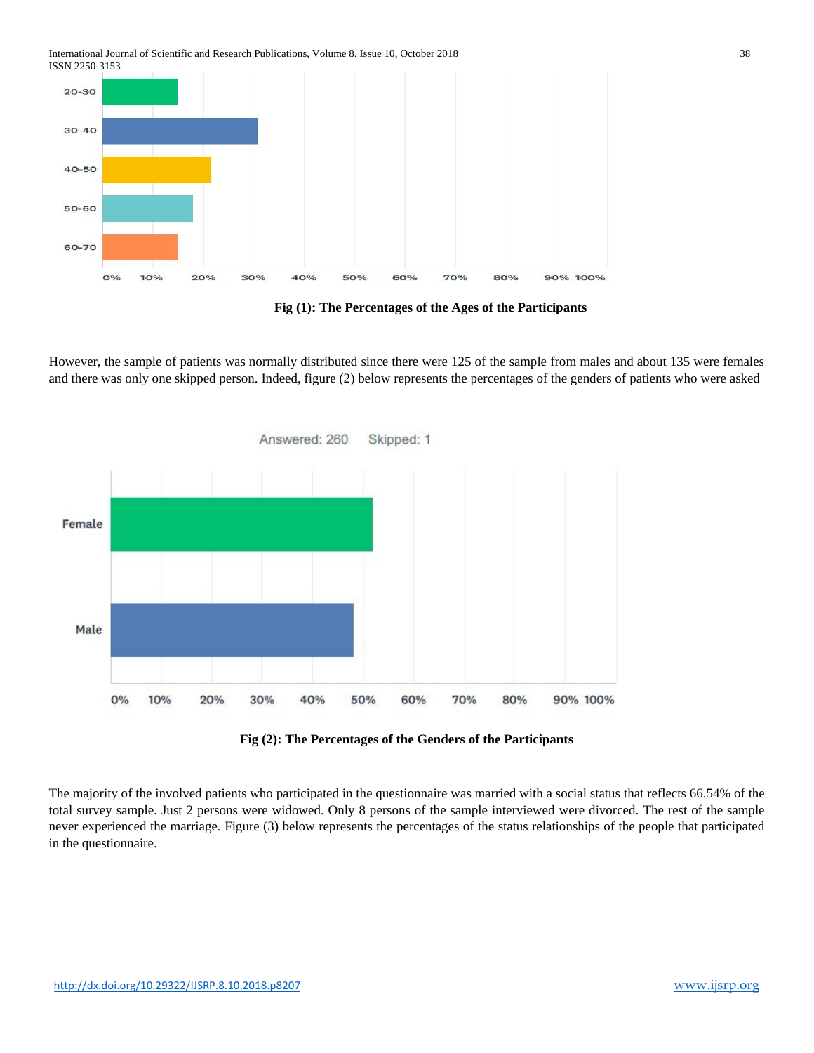Fig (1): The Percentages of the Ages of the Participants

However, the sample of patients was normally distributed since there were 125 of the sample from males and about 135 were females and there was only one skipped person. Indeed, figure (2) below represents the percentages of the genders of patients who were asked

Fig (2): The Percentages of the Genders of the Participants

The majority of the involved patients who participated in the questionnaire was married with a social status that reflects 66.54% of the total survey sample. Just 2 persons were widowed. Only 8 persons of the sample interviewed were divorced. The rest of the sample never experienced the marriage. Figure (3) below represents the percentages of the status relationships of the people that participated in the questionnaire.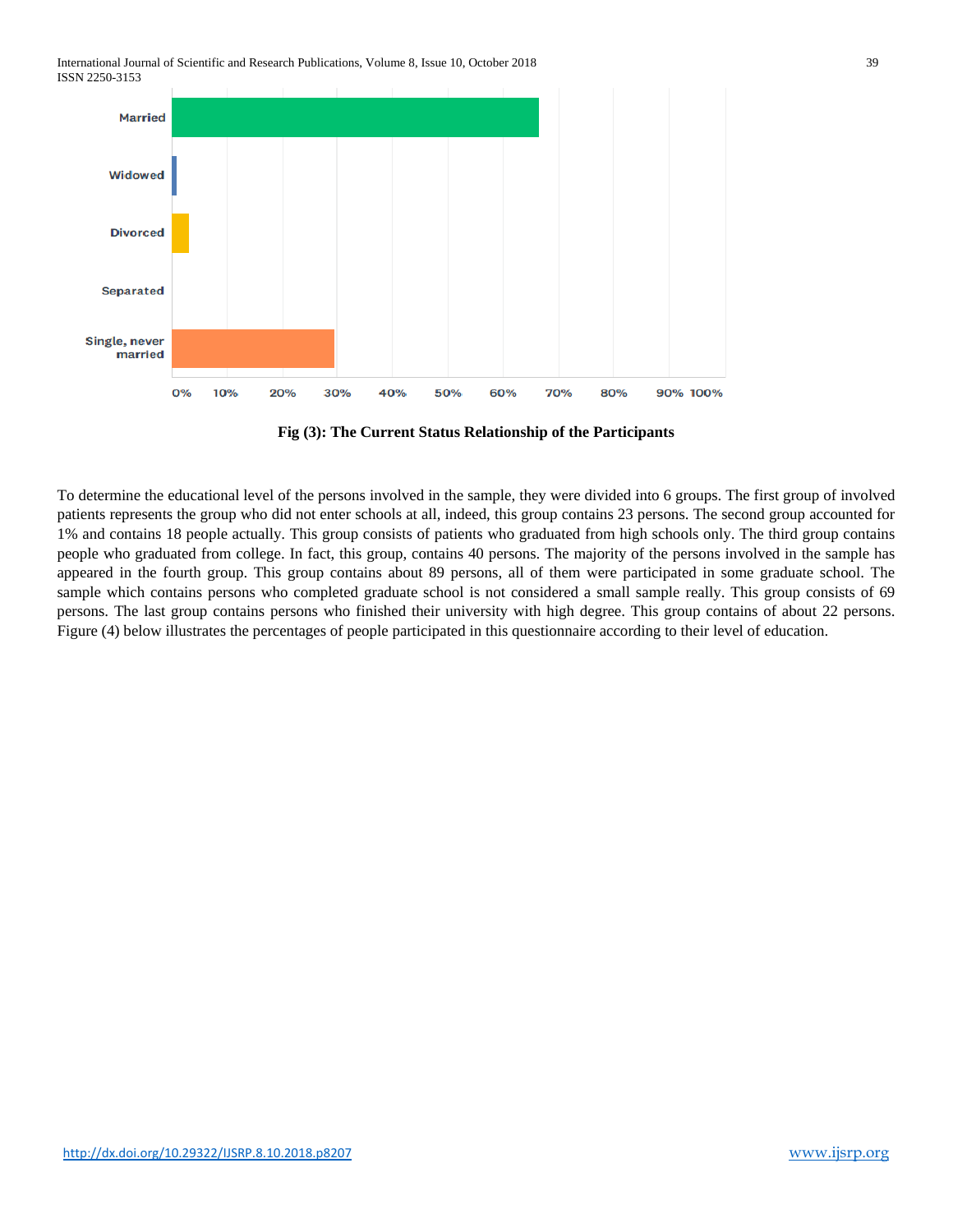Fig (3): The Current Status Relationship of the Participants

To determine the educational level of the persons involved in the sample, they were divided into 6 groups. The first group of involved patients represents the group who did not enter schools at all, indeed, this group contains 23 persons. The second group accounted for 1% and contains 18 people actually. This group consists of patients who graduated from high schools only. The third group contains people who graduated from college. In fact, this group, contains 40 persons. The majority of the persons involved in the sample has appeared in the fourth group. This group contains about 89 persons, all of them were participated in some graduate school. The sample which contains persons who completed graduate school is not considered a small sample really. This group consists of 69 persons. The last group contains persons who finished their university with high degree. This group contains of about 22 persons. Figure (4) below illustrates the percentages of people participated in this questionnaire according to their level of education.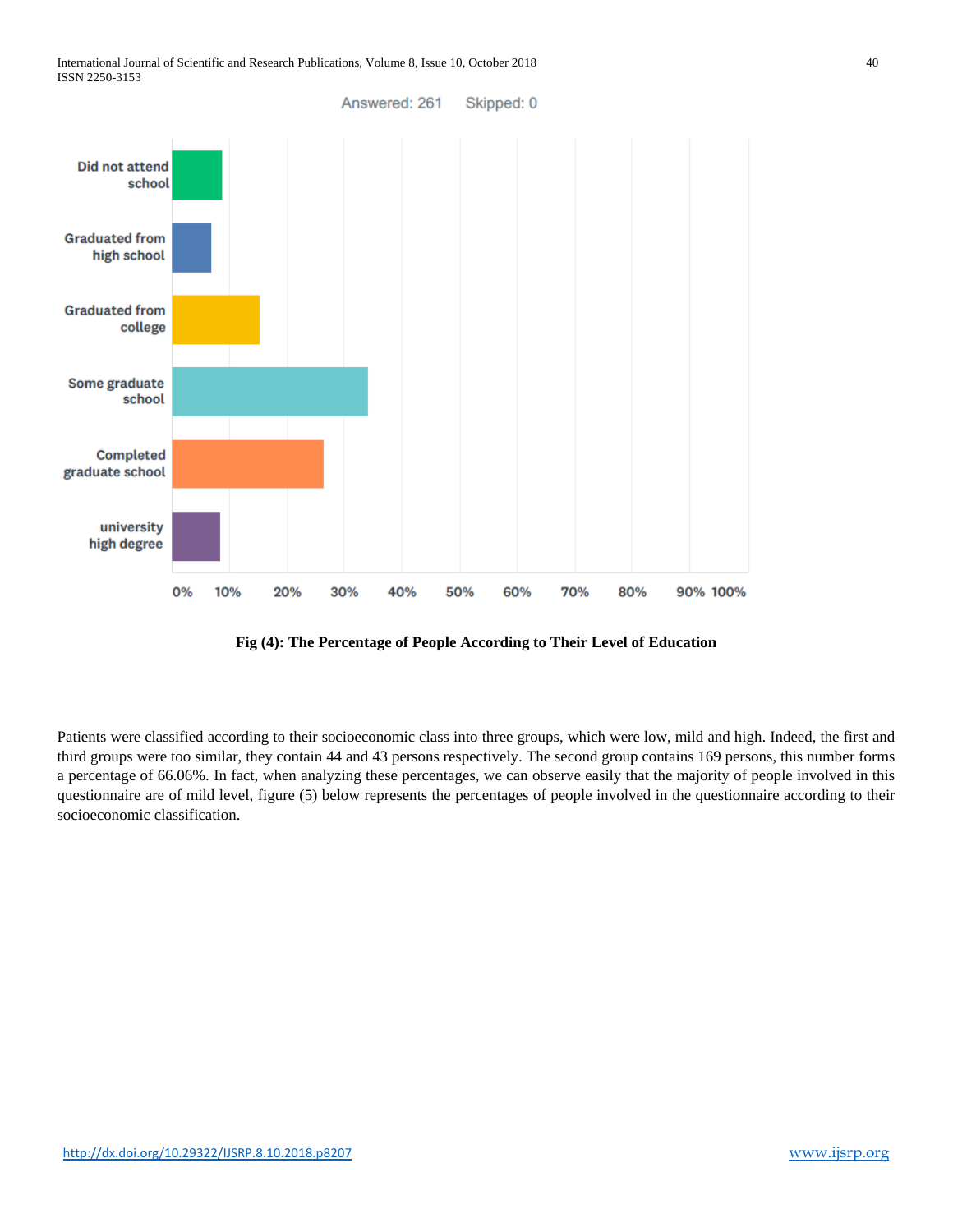Answered: 261 Skipped: 0

| Level of education | Approx. percentage |
|---|---|
| Did not attend school | ~9% |
| Graduated from high school | ~7% |
| Graduated from college | ~15% |
| Some graduate school | ~34% |
| Completed graduate school | ~26% |
| university high degree | ~8% |

**Fig (4): The Percentage of People According to Their Level of Education**

Patients were classified according to their socioeconomic class into three groups, which were low, mild and high. Indeed, the first and third groups were too similar, they contain 44 and 43 persons respectively. The second group contains 169 persons, this number forms a percentage of 66.06%. In fact, when analyzing these percentages, we can observe easily that the majority of people involved in this questionnaire are of mild level, figure (5) below represents the percentages of people involved in the questionnaire according to their socioeconomic classification.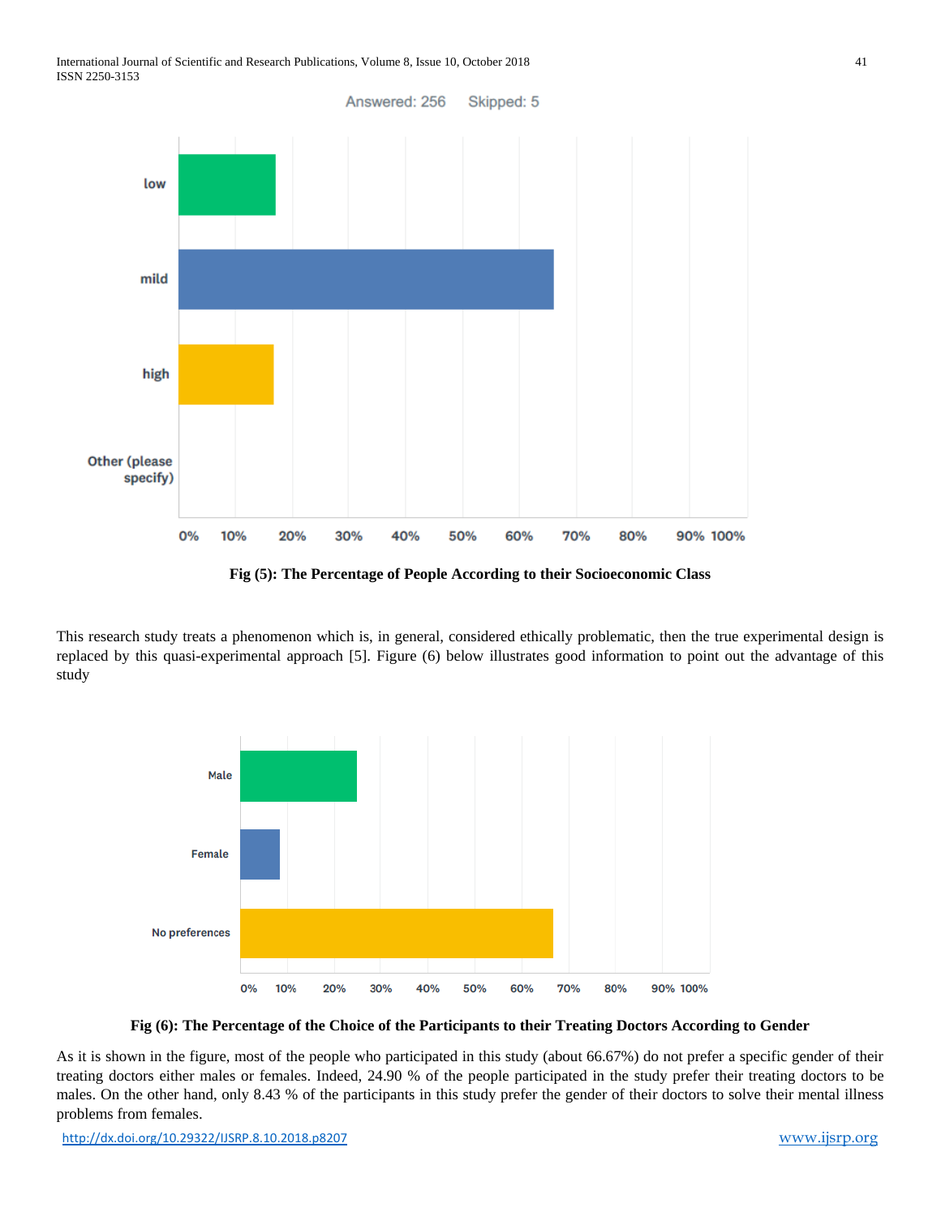Answered: 256 Skipped: 5

**Fig (5): The Percentage of People According to their Socioeconomic Class**

This research study treats a phenomenon which is, in general, considered ethically problematic, then the true experimental design is replaced by this quasi-experimental approach [5]. Figure (6) below illustrates good information to point out the advantage of this study

**Fig (6): The Percentage of the Choice of the Participants to their Treating Doctors According to Gender**

As it is shown in the figure, most of the people who participated in this study (about 66.67%) do not prefer a specific gender of their treating doctors either males or females. Indeed, 24.90 % of the people participated in the study prefer their treating doctors to be males. On the other hand, only 8.43 % of the participants in this study prefer the gender of their doctors to solve their mental illness problems from females.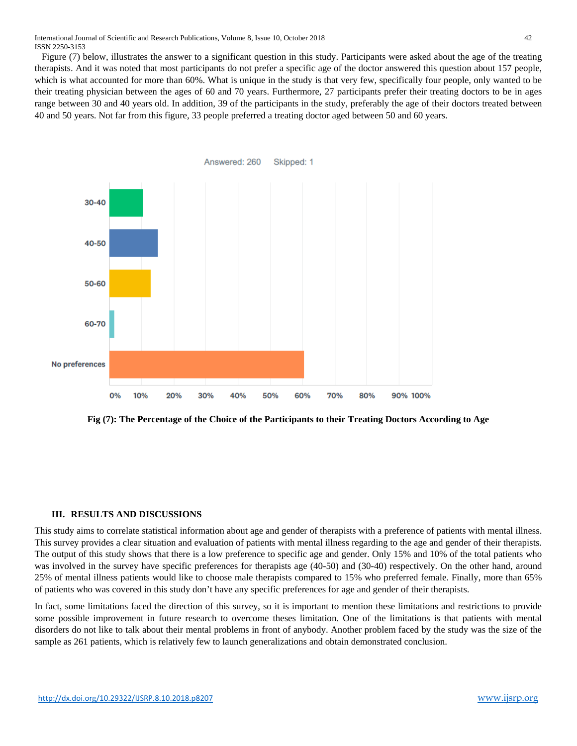Figure (7) below, illustrates the answer to a significant question in this study. Participants were asked about the age of the treating therapists. And it was noted that most participants do not prefer a specific age of the doctor answered this question about 157 people, which is what accounted for more than 60%. What is unique in the study is that very few, specifically four people, only wanted to be their treating physician between the ages of 60 and 70 years. Furthermore, 27 participants prefer their treating doctors to be in ages range between 30 and 40 years old. In addition, 39 of the participants in the study, preferably the age of their doctors treated between 40 and 50 years. Not far from this figure, 33 people preferred a treating doctor aged between 50 and 60 years.

**Fig (7): The Percentage of the Choice of the Participants to their Treating Doctors According to Age**

## III. RESULTS AND DISCUSSIONS

This study aims to correlate statistical information about age and gender of therapists with a preference of patients with mental illness. This survey provides a clear situation and evaluation of patients with mental illness regarding to the age and gender of their therapists. The output of this study shows that there is a low preference to specific age and gender. Only 15% and 10% of the total patients who was involved in the survey have specific preferences for therapists age (40-50) and (30-40) respectively. On the other hand, around 25% of mental illness patients would like to choose male therapists compared to 15% who preferred female. Finally, more than 65% of patients who was covered in this study don't have any specific preferences for age and gender of their therapists.

In fact, some limitations faced the direction of this survey, so it is important to mention these limitations and restrictions to provide some possible improvement in future research to overcome theses limitation. One of the limitations is that patients with mental disorders do not like to talk about their mental problems in front of anybody. Another problem faced by the study was the size of the sample as 261 patients, which is relatively few to launch generalizations and obtain demonstrated conclusion.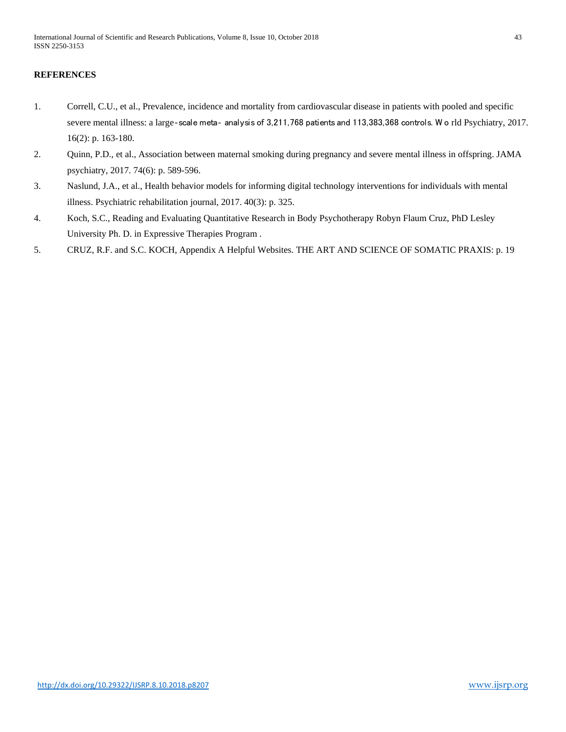**REFERENCES**

1. Correll, C.U., et al., Prevalence, incidence and mortality from cardiovascular disease in patients with pooled and specific severe mental illness: a large-scale meta- analysis of 3,211,768 patients and 113,383,368 controls. W o rld Psychiatry, 2017. 16(2): p. 163-180.
2. Quinn, P.D., et al., Association between maternal smoking during pregnancy and severe mental illness in offspring. JAMA psychiatry, 2017. 74(6): p. 589-596.
3. Naslund, J.A., et al., Health behavior models for informing digital technology interventions for individuals with mental illness. Psychiatric rehabilitation journal, 2017. 40(3): p. 325.
4. Koch, S.C., Reading and Evaluating Quantitative Research in Body Psychotherapy Robyn Flaum Cruz, PhD Lesley University Ph. D. in Expressive Therapies Program .
5. CRUZ, R.F. and S.C. KOCH, Appendix A Helpful Websites. THE ART AND SCIENCE OF SOMATIC PRAXIS: p. 19